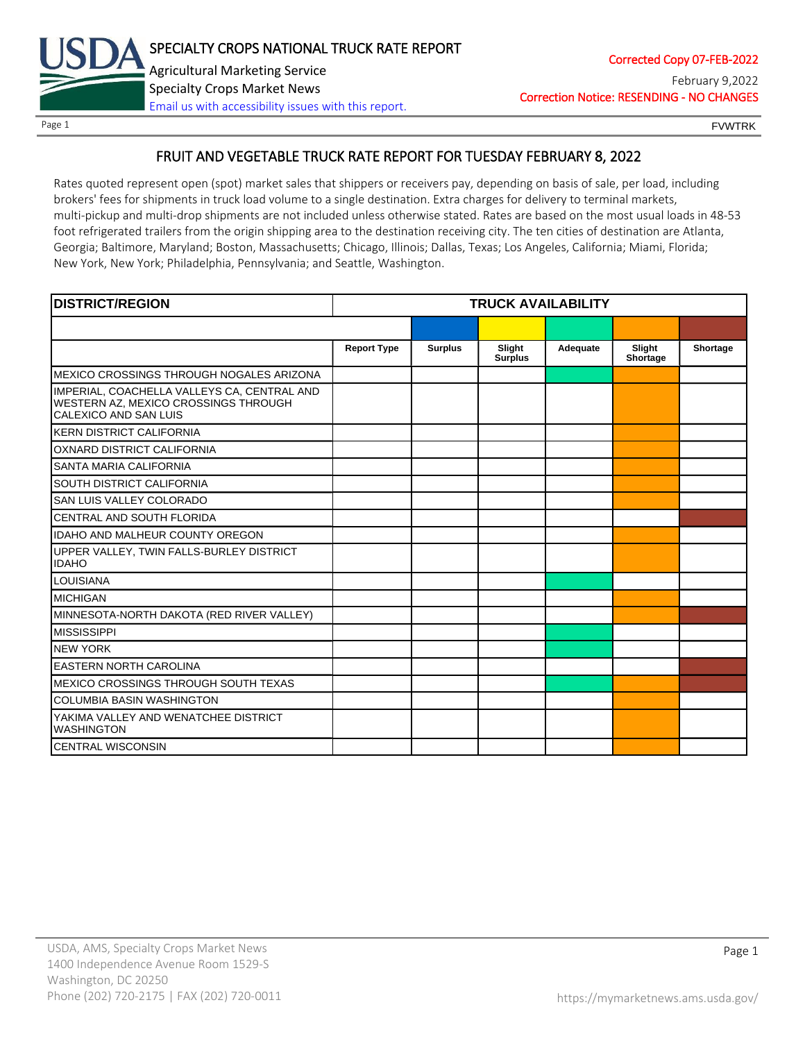# SPECIALTY CROPS NATIONAL TRUCK RATE REPORT

Agricultural Marketing Service
Specialty Crops Market News
Email us with accessibility issues with this report.

Corrected Copy 07-FEB-2022
February 9,2022
Correction Notice: RESENDING - NO CHANGES

FVWTRK

## FRUIT AND VEGETABLE TRUCK RATE REPORT FOR TUESDAY FEBRUARY 8, 2022

Rates quoted represent open (spot) market sales that shippers or receivers pay, depending on basis of sale, per load, including brokers' fees for shipments in truck load volume to a single destination. Extra charges for delivery to terminal markets, multi-pickup and multi-drop shipments are not included unless otherwise stated. Rates are based on the most usual loads in 48-53 foot refrigerated trailers from the origin shipping area to the destination receiving city. The ten cities of destination are Atlanta, Georgia; Baltimore, Maryland; Boston, Massachusetts; Chicago, Illinois; Dallas, Texas; Los Angeles, California; Miami, Florida; New York, New York; Philadelphia, Pennsylvania; and Seattle, Washington.

| DISTRICT/REGION | TRUCK AVAILABILITY | | | | | |
|---|---|---|---|---|---|---|
| | Report Type | Surplus | Slight Surplus | Adequate | Slight Shortage | Shortage |
| MEXICO CROSSINGS THROUGH NOGALES ARIZONA | | | | X | X | |
| IMPERIAL, COACHELLA VALLEYS CA, CENTRAL AND WESTERN AZ, MEXICO CROSSINGS THROUGH CALEXICO AND SAN LUIS | | | | | X | |
| KERN DISTRICT CALIFORNIA | | | | | X | |
| OXNARD DISTRICT CALIFORNIA | | | | | X | |
| SANTA MARIA CALIFORNIA | | | | | X | |
| SOUTH DISTRICT CALIFORNIA | | | | | X | |
| SAN LUIS VALLEY COLORADO | | | | | X | |
| CENTRAL AND SOUTH FLORIDA | | | | | | X |
| IDAHO AND MALHEUR COUNTY OREGON | | | | | X | |
| UPPER VALLEY, TWIN FALLS-BURLEY DISTRICT IDAHO | | | | | X | |
| LOUISIANA | | | | X | | |
| MICHIGAN | | | | | X | |
| MINNESOTA-NORTH DAKOTA (RED RIVER VALLEY) | | | | | X | X |
| MISSISSIPPI | | | | X | | |
| NEW YORK | | | | X | | |
| EASTERN NORTH CAROLINA | | | | | | X |
| MEXICO CROSSINGS THROUGH SOUTH TEXAS | | | | X | X | X |
| COLUMBIA BASIN WASHINGTON | | | | | X | |
| YAKIMA VALLEY AND WENATCHEE DISTRICT WASHINGTON | | | | | X | |
| CENTRAL WISCONSIN | | | | | X | |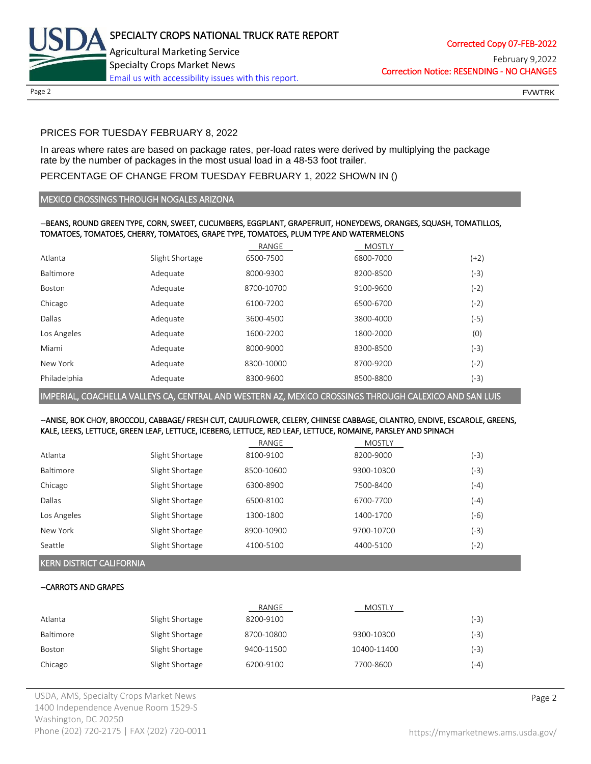PRICES FOR TUESDAY FEBRUARY 8, 2022

In areas where rates are based on package rates, per-load rates were derived by multiplying the package rate by the number of packages in the most usual load in a 48-53 foot trailer.

PERCENTAGE OF CHANGE FROM TUESDAY FEBRUARY 1, 2022 SHOWN IN ()

## MEXICO CROSSINGS THROUGH NOGALES ARIZONA

--BEANS, ROUND GREEN TYPE, CORN, SWEET, CUCUMBERS, EGGPLANT, GRAPEFRUIT, HONEYDEWS, ORANGES, SQUASH, TOMATILLOS, TOMATOES, TOMATOES, CHERRY, TOMATOES, GRAPE TYPE, TOMATOES, PLUM TYPE AND WATERMELONS

| | | RANGE | MOSTLY | |
|---|---|---|---|---|
| Atlanta | Slight Shortage | 6500-7500 | 6800-7000 | (+2) |
| Baltimore | Adequate | 8000-9300 | 8200-8500 | (-3) |
| Boston | Adequate | 8700-10700 | 9100-9600 | (-2) |
| Chicago | Adequate | 6100-7200 | 6500-6700 | (-2) |
| Dallas | Adequate | 3600-4500 | 3800-4000 | (-5) |
| Los Angeles | Adequate | 1600-2200 | 1800-2000 | (0) |
| Miami | Adequate | 8000-9000 | 8300-8500 | (-3) |
| New York | Adequate | 8300-10000 | 8700-9200 | (-2) |
| Philadelphia | Adequate | 8300-9600 | 8500-8800 | (-3) |

## IMPERIAL, COACHELLA VALLEYS CA, CENTRAL AND WESTERN AZ, MEXICO CROSSINGS THROUGH CALEXICO AND SAN LUIS

--ANISE, BOK CHOY, BROCCOLI, CABBAGE/ FRESH CUT, CAULIFLOWER, CELERY, CHINESE CABBAGE, CILANTRO, ENDIVE, ESCAROLE, GREENS, KALE, LEEKS, LETTUCE, GREEN LEAF, LETTUCE, ICEBERG, LETTUCE, RED LEAF, LETTUCE, ROMAINE, PARSLEY AND SPINACH

| | | RANGE | MOSTLY | |
|---|---|---|---|---|
| Atlanta | Slight Shortage | 8100-9100 | 8200-9000 | (-3) |
| Baltimore | Slight Shortage | 8500-10600 | 9300-10300 | (-3) |
| Chicago | Slight Shortage | 6300-8900 | 7500-8400 | (-4) |
| Dallas | Slight Shortage | 6500-8100 | 6700-7700 | (-4) |
| Los Angeles | Slight Shortage | 1300-1800 | 1400-1700 | (-6) |
| New York | Slight Shortage | 8900-10900 | 9700-10700 | (-3) |
| Seattle | Slight Shortage | 4100-5100 | 4400-5100 | (-2) |

## KERN DISTRICT CALIFORNIA

--CARROTS AND GRAPES

| | | RANGE | MOSTLY | |
|---|---|---|---|---|
| Atlanta | Slight Shortage | 8200-9100 | | (-3) |
| Baltimore | Slight Shortage | 8700-10800 | 9300-10300 | (-3) |
| Boston | Slight Shortage | 9400-11500 | 10400-11400 | (-3) |
| Chicago | Slight Shortage | 6200-9100 | 7700-8600 | (-4) |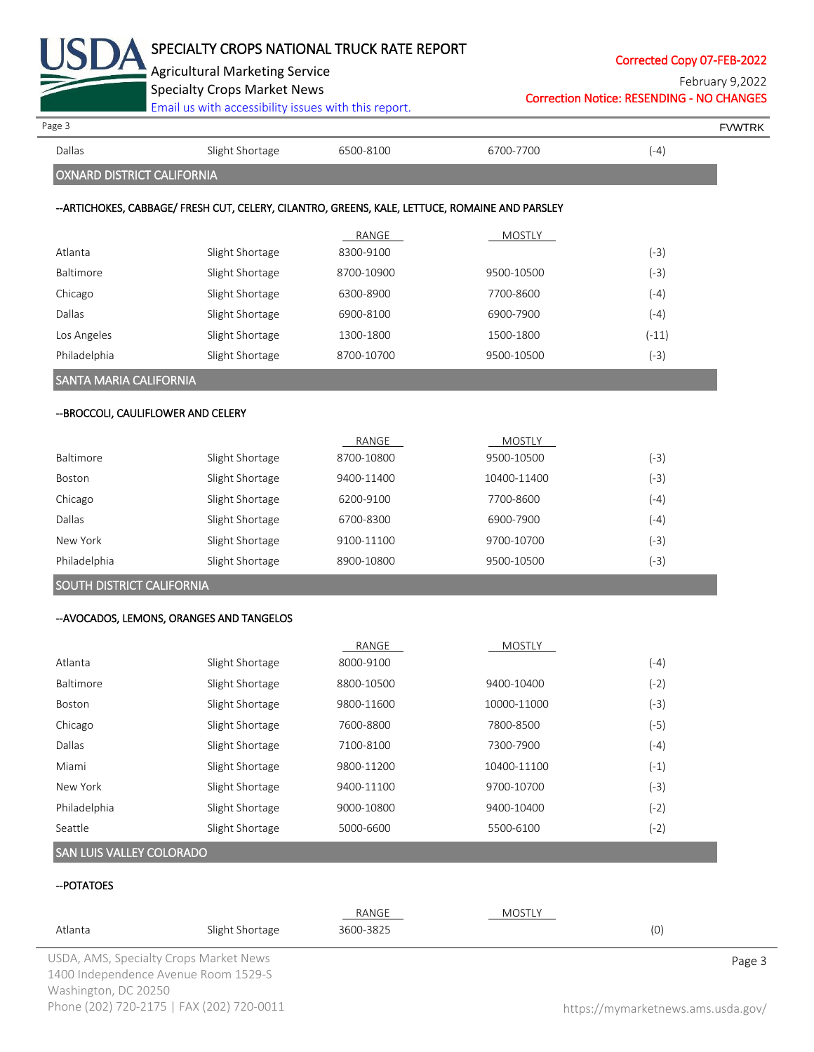| | | | | |
|---|---|---|---|---|
| Dallas | Slight Shortage | 6500-8100 | 6700-7700 | (-4) |

## OXNARD DISTRICT CALIFORNIA

--ARTICHOKES, CABBAGE/ FRESH CUT, CELERY, CILANTRO, GREENS, KALE, LETTUCE, ROMAINE AND PARSLEY

| | | RANGE | MOSTLY | |
|---|---|---|---|---|
| Atlanta | Slight Shortage | 8300-9100 | | (-3) |
| Baltimore | Slight Shortage | 8700-10900 | 9500-10500 | (-3) |
| Chicago | Slight Shortage | 6300-8900 | 7700-8600 | (-4) |
| Dallas | Slight Shortage | 6900-8100 | 6900-7900 | (-4) |
| Los Angeles | Slight Shortage | 1300-1800 | 1500-1800 | (-11) |
| Philadelphia | Slight Shortage | 8700-10700 | 9500-10500 | (-3) |

## SANTA MARIA CALIFORNIA

--BROCCOLI, CAULIFLOWER AND CELERY

| | | RANGE | MOSTLY | |
|---|---|---|---|---|
| Baltimore | Slight Shortage | 8700-10800 | 9500-10500 | (-3) |
| Boston | Slight Shortage | 9400-11400 | 10400-11400 | (-3) |
| Chicago | Slight Shortage | 6200-9100 | 7700-8600 | (-4) |
| Dallas | Slight Shortage | 6700-8300 | 6900-7900 | (-4) |
| New York | Slight Shortage | 9100-11100 | 9700-10700 | (-3) |
| Philadelphia | Slight Shortage | 8900-10800 | 9500-10500 | (-3) |

## SOUTH DISTRICT CALIFORNIA

--AVOCADOS, LEMONS, ORANGES AND TANGELOS

| | | RANGE | MOSTLY | |
|---|---|---|---|---|
| Atlanta | Slight Shortage | 8000-9100 | | (-4) |
| Baltimore | Slight Shortage | 8800-10500 | 9400-10400 | (-2) |
| Boston | Slight Shortage | 9800-11600 | 10000-11000 | (-3) |
| Chicago | Slight Shortage | 7600-8800 | 7800-8500 | (-5) |
| Dallas | Slight Shortage | 7100-8100 | 7300-7900 | (-4) |
| Miami | Slight Shortage | 9800-11200 | 10400-11100 | (-1) |
| New York | Slight Shortage | 9400-11100 | 9700-10700 | (-3) |
| Philadelphia | Slight Shortage | 9000-10800 | 9400-10400 | (-2) |
| Seattle | Slight Shortage | 5000-6600 | 5500-6100 | (-2) |

## SAN LUIS VALLEY COLORADO

--POTATOES

| | | RANGE | MOSTLY | |
|---|---|---|---|---|
| Atlanta | Slight Shortage | 3600-3825 | | (0) |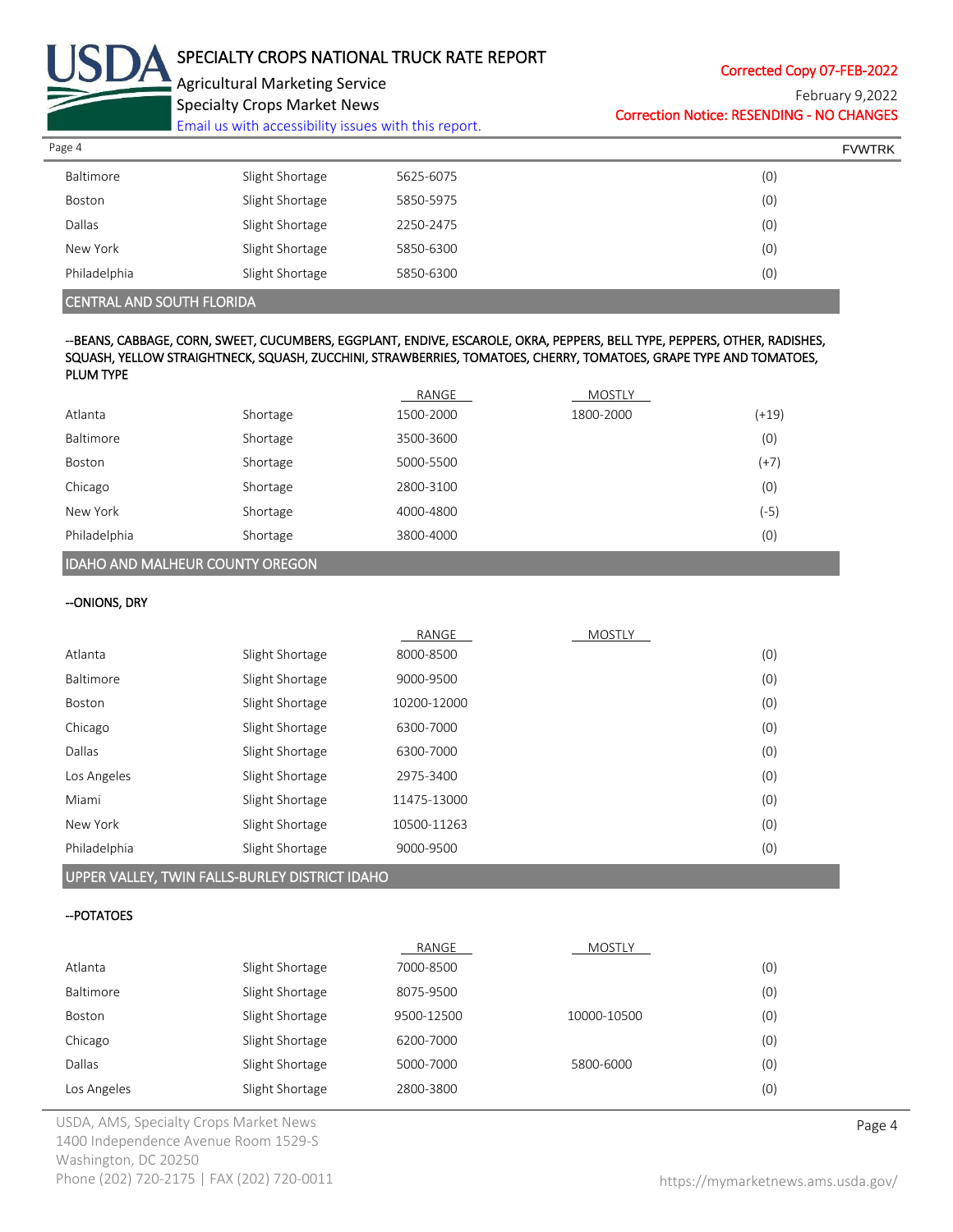| | | | | |
|---|---|---|---|---|
| Baltimore | Slight Shortage | 5625-6075 | | (0) |
| Boston | Slight Shortage | 5850-5975 | | (0) |
| Dallas | Slight Shortage | 2250-2475 | | (0) |
| New York | Slight Shortage | 5850-6300 | | (0) |
| Philadelphia | Slight Shortage | 5850-6300 | | (0) |

## CENTRAL AND SOUTH FLORIDA

**--BEANS, CABBAGE, CORN, SWEET, CUCUMBERS, EGGPLANT, ENDIVE, ESCAROLE, OKRA, PEPPERS, BELL TYPE, PEPPERS, OTHER, RADISHES, SQUASH, YELLOW STRAIGHTNECK, SQUASH, ZUCCHINI, STRAWBERRIES, TOMATOES, CHERRY, TOMATOES, GRAPE TYPE AND TOMATOES, PLUM TYPE**

| | | RANGE | MOSTLY | |
|---|---|---|---|---|
| Atlanta | Shortage | 1500-2000 | 1800-2000 | (+19) |
| Baltimore | Shortage | 3500-3600 | | (0) |
| Boston | Shortage | 5000-5500 | | (+7) |
| Chicago | Shortage | 2800-3100 | | (0) |
| New York | Shortage | 4000-4800 | | (-5) |
| Philadelphia | Shortage | 3800-4000 | | (0) |

## IDAHO AND MALHEUR COUNTY OREGON

**--ONIONS, DRY**

| | | RANGE | MOSTLY | |
|---|---|---|---|---|
| Atlanta | Slight Shortage | 8000-8500 | | (0) |
| Baltimore | Slight Shortage | 9000-9500 | | (0) |
| Boston | Slight Shortage | 10200-12000 | | (0) |
| Chicago | Slight Shortage | 6300-7000 | | (0) |
| Dallas | Slight Shortage | 6300-7000 | | (0) |
| Los Angeles | Slight Shortage | 2975-3400 | | (0) |
| Miami | Slight Shortage | 11475-13000 | | (0) |
| New York | Slight Shortage | 10500-11263 | | (0) |
| Philadelphia | Slight Shortage | 9000-9500 | | (0) |

## UPPER VALLEY, TWIN FALLS-BURLEY DISTRICT IDAHO

**--POTATOES**

| | | RANGE | MOSTLY | |
|---|---|---|---|---|
| Atlanta | Slight Shortage | 7000-8500 | | (0) |
| Baltimore | Slight Shortage | 8075-9500 | | (0) |
| Boston | Slight Shortage | 9500-12500 | 10000-10500 | (0) |
| Chicago | Slight Shortage | 6200-7000 | | (0) |
| Dallas | Slight Shortage | 5000-7000 | 5800-6000 | (0) |
| Los Angeles | Slight Shortage | 2800-3800 | | (0) |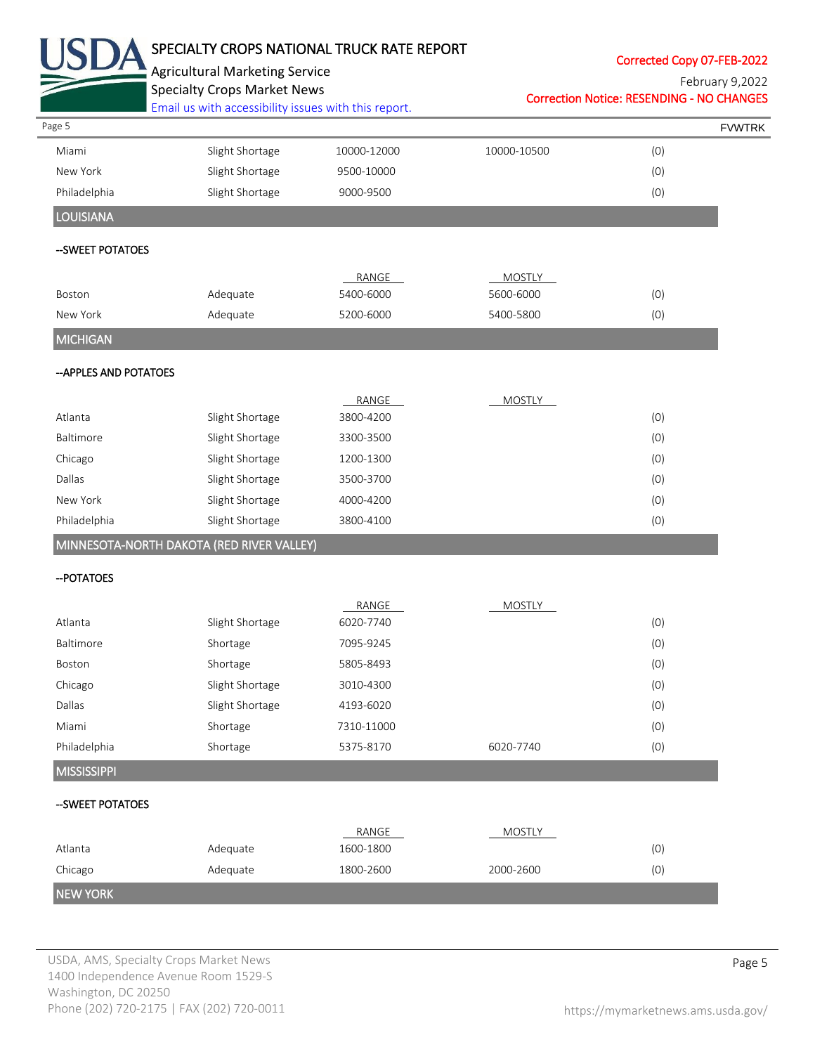| | | | | |
|---|---|---|---|---|
| Miami | Slight Shortage | 10000-12000 | 10000-10500 | (0) |
| New York | Slight Shortage | 9500-10000 | | (0) |
| Philadelphia | Slight Shortage | 9000-9500 | | (0) |

## LOUISIANA

--SWEET POTATOES

| | | RANGE | MOSTLY | |
|---|---|---|---|---|
| Boston | Adequate | 5400-6000 | 5600-6000 | (0) |
| New York | Adequate | 5200-6000 | 5400-5800 | (0) |

## MICHIGAN

--APPLES AND POTATOES

| | | RANGE | MOSTLY | |
|---|---|---|---|---|
| Atlanta | Slight Shortage | 3800-4200 | | (0) |
| Baltimore | Slight Shortage | 3300-3500 | | (0) |
| Chicago | Slight Shortage | 1200-1300 | | (0) |
| Dallas | Slight Shortage | 3500-3700 | | (0) |
| New York | Slight Shortage | 4000-4200 | | (0) |
| Philadelphia | Slight Shortage | 3800-4100 | | (0) |

## MINNESOTA-NORTH DAKOTA (RED RIVER VALLEY)

--POTATOES

| | | RANGE | MOSTLY | |
|---|---|---|---|---|
| Atlanta | Slight Shortage | 6020-7740 | | (0) |
| Baltimore | Shortage | 7095-9245 | | (0) |
| Boston | Shortage | 5805-8493 | | (0) |
| Chicago | Slight Shortage | 3010-4300 | | (0) |
| Dallas | Slight Shortage | 4193-6020 | | (0) |
| Miami | Shortage | 7310-11000 | | (0) |
| Philadelphia | Shortage | 5375-8170 | 6020-7740 | (0) |

## MISSISSIPPI

--SWEET POTATOES

| | | RANGE | MOSTLY | |
|---|---|---|---|---|
| Atlanta | Adequate | 1600-1800 | | (0) |
| Chicago | Adequate | 1800-2600 | 2000-2600 | (0) |

## NEW YORK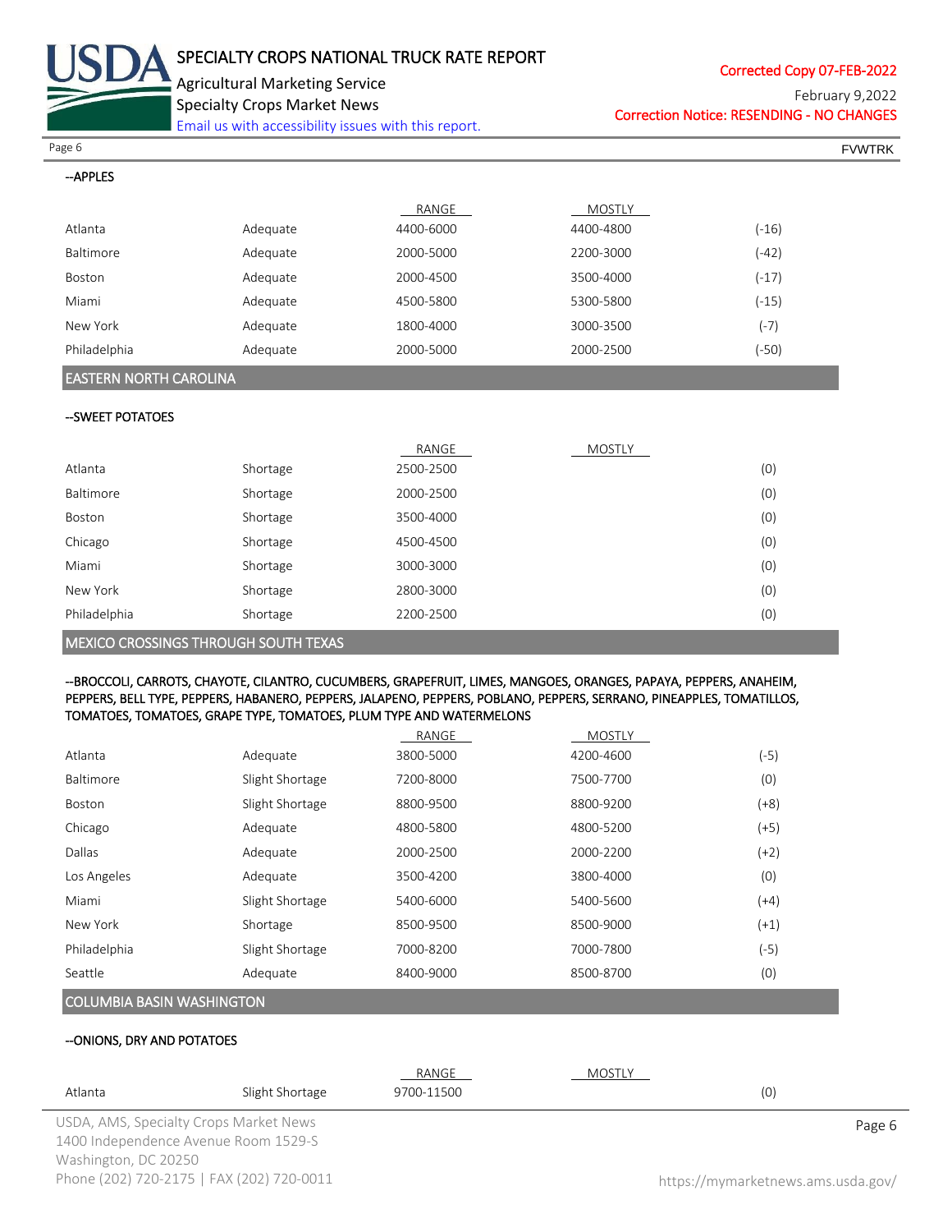--APPLES

| | | RANGE | MOSTLY | |
|---|---|---|---|---|
| Atlanta | Adequate | 4400-6000 | 4400-4800 | (-16) |
| Baltimore | Adequate | 2000-5000 | 2200-3000 | (-42) |
| Boston | Adequate | 2000-4500 | 3500-4000 | (-17) |
| Miami | Adequate | 4500-5800 | 5300-5800 | (-15) |
| New York | Adequate | 1800-4000 | 3000-3500 | (-7) |
| Philadelphia | Adequate | 2000-5000 | 2000-2500 | (-50) |

## EASTERN NORTH CAROLINA

--SWEET POTATOES

| | | RANGE | MOSTLY | |
|---|---|---|---|---|
| Atlanta | Shortage | 2500-2500 | | (0) |
| Baltimore | Shortage | 2000-2500 | | (0) |
| Boston | Shortage | 3500-4000 | | (0) |
| Chicago | Shortage | 4500-4500 | | (0) |
| Miami | Shortage | 3000-3000 | | (0) |
| New York | Shortage | 2800-3000 | | (0) |
| Philadelphia | Shortage | 2200-2500 | | (0) |

## MEXICO CROSSINGS THROUGH SOUTH TEXAS

--BROCCOLI, CARROTS, CHAYOTE, CILANTRO, CUCUMBERS, GRAPEFRUIT, LIMES, MANGOES, ORANGES, PAPAYA, PEPPERS, ANAHEIM, PEPPERS, BELL TYPE, PEPPERS, HABANERO, PEPPERS, JALAPENO, PEPPERS, POBLANO, PEPPERS, SERRANO, PINEAPPLES, TOMATILLOS, TOMATOES, TOMATOES, GRAPE TYPE, TOMATOES, PLUM TYPE AND WATERMELONS

| | | RANGE | MOSTLY | |
|---|---|---|---|---|
| Atlanta | Adequate | 3800-5000 | 4200-4600 | (-5) |
| Baltimore | Slight Shortage | 7200-8000 | 7500-7700 | (0) |
| Boston | Slight Shortage | 8800-9500 | 8800-9200 | (+8) |
| Chicago | Adequate | 4800-5800 | 4800-5200 | (+5) |
| Dallas | Adequate | 2000-2500 | 2000-2200 | (+2) |
| Los Angeles | Adequate | 3500-4200 | 3800-4000 | (0) |
| Miami | Slight Shortage | 5400-6000 | 5400-5600 | (+4) |
| New York | Shortage | 8500-9500 | 8500-9000 | (+1) |
| Philadelphia | Slight Shortage | 7000-8200 | 7000-7800 | (-5) |
| Seattle | Adequate | 8400-9000 | 8500-8700 | (0) |

## COLUMBIA BASIN WASHINGTON

--ONIONS, DRY AND POTATOES

| | | RANGE | MOSTLY | |
|---|---|---|---|---|
| Atlanta | Slight Shortage | 9700-11500 | | (0) |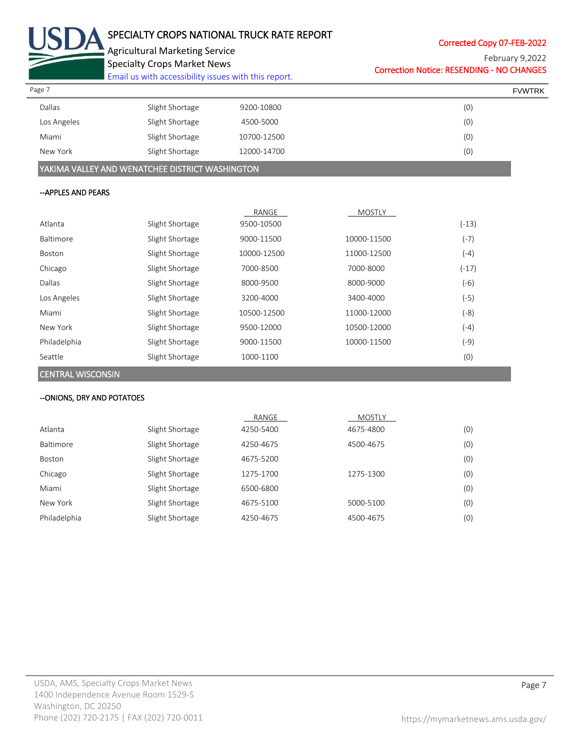| | | | | |
|---|---|---|---|---|
| Dallas | Slight Shortage | 9200-10800 | | (0) |
| Los Angeles | Slight Shortage | 4500-5000 | | (0) |
| Miami | Slight Shortage | 10700-12500 | | (0) |
| New York | Slight Shortage | 12000-14700 | | (0) |

## YAKIMA VALLEY AND WENATCHEE DISTRICT WASHINGTON

**--APPLES AND PEARS**

| | | RANGE | MOSTLY | |
|---|---|---|---|---|
| Atlanta | Slight Shortage | 9500-10500 | | (-13) |
| Baltimore | Slight Shortage | 9000-11500 | 10000-11500 | (-7) |
| Boston | Slight Shortage | 10000-12500 | 11000-12500 | (-4) |
| Chicago | Slight Shortage | 7000-8500 | 7000-8000 | (-17) |
| Dallas | Slight Shortage | 8000-9500 | 8000-9000 | (-6) |
| Los Angeles | Slight Shortage | 3200-4000 | 3400-4000 | (-5) |
| Miami | Slight Shortage | 10500-12500 | 11000-12000 | (-8) |
| New York | Slight Shortage | 9500-12000 | 10500-12000 | (-4) |
| Philadelphia | Slight Shortage | 9000-11500 | 10000-11500 | (-9) |
| Seattle | Slight Shortage | 1000-1100 | | (0) |

## CENTRAL WISCONSIN

**--ONIONS, DRY AND POTATOES**

| | | RANGE | MOSTLY | |
|---|---|---|---|---|
| Atlanta | Slight Shortage | 4250-5400 | 4675-4800 | (0) |
| Baltimore | Slight Shortage | 4250-4675 | 4500-4675 | (0) |
| Boston | Slight Shortage | 4675-5200 | | (0) |
| Chicago | Slight Shortage | 1275-1700 | 1275-1300 | (0) |
| Miami | Slight Shortage | 6500-6800 | | (0) |
| New York | Slight Shortage | 4675-5100 | 5000-5100 | (0) |
| Philadelphia | Slight Shortage | 4250-4675 | 4500-4675 | (0) |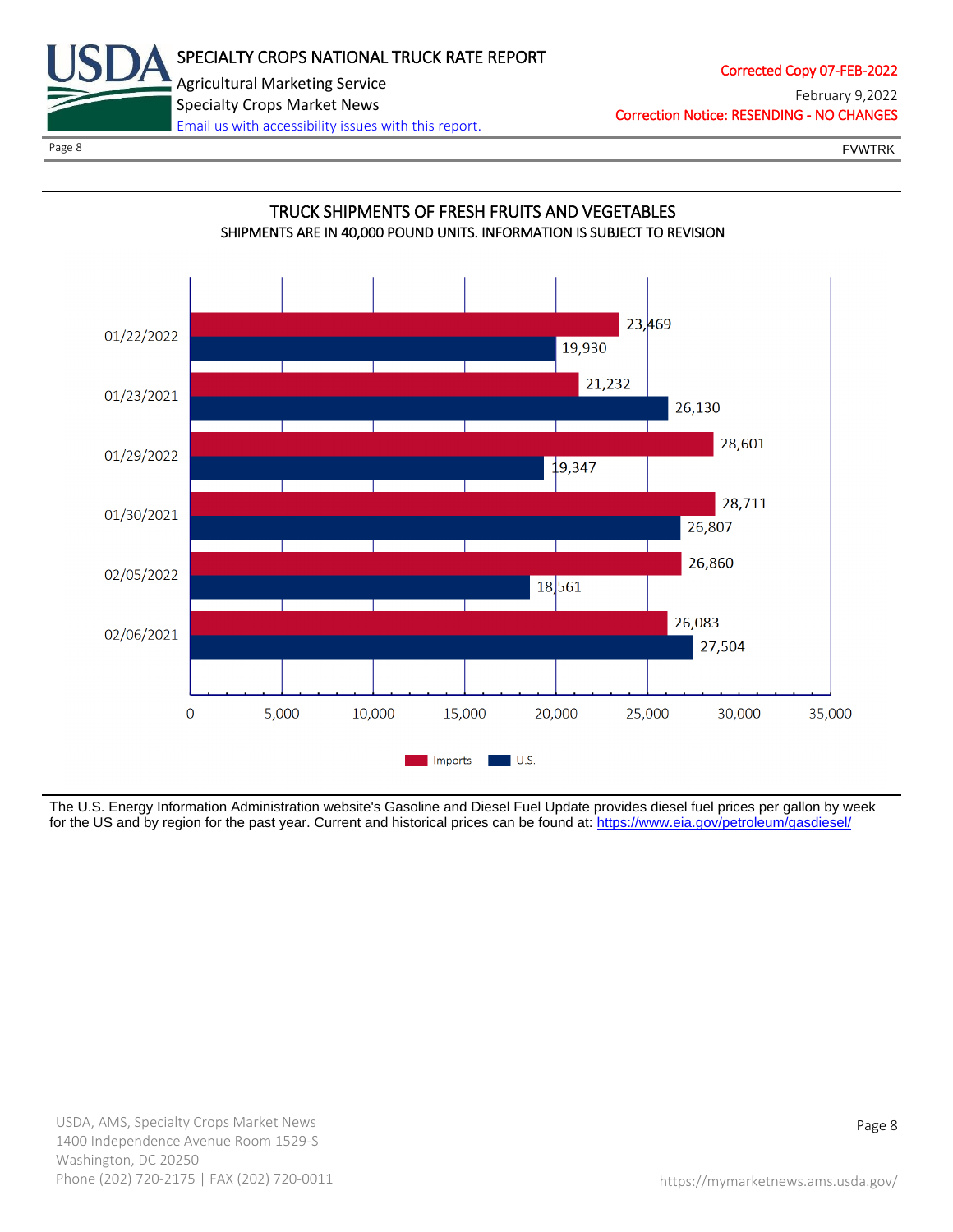# TRUCK SHIPMENTS OF FRESH FRUITS AND VEGETABLES

SHIPMENTS ARE IN 40,000 POUND UNITS. INFORMATION IS SUBJECT TO REVISION

01/22/2022
23,469
19,930

01/23/2021
21,232
26,130

01/29/2022
28,601
19,347

01/30/2021
28,711
26,807

02/05/2022
26,860
18,561

02/06/2021
26,083
27,504

0
5,000
10,000
15,000
20,000
25,000
30,000
35,000

Imports
U.S.

The U.S. Energy Information Administration website's Gasoline and Diesel Fuel Update provides diesel fuel prices per gallon by week for the US and by region for the past year. Current and historical prices can be found at: https://www.eia.gov/petroleum/gasdiesel/